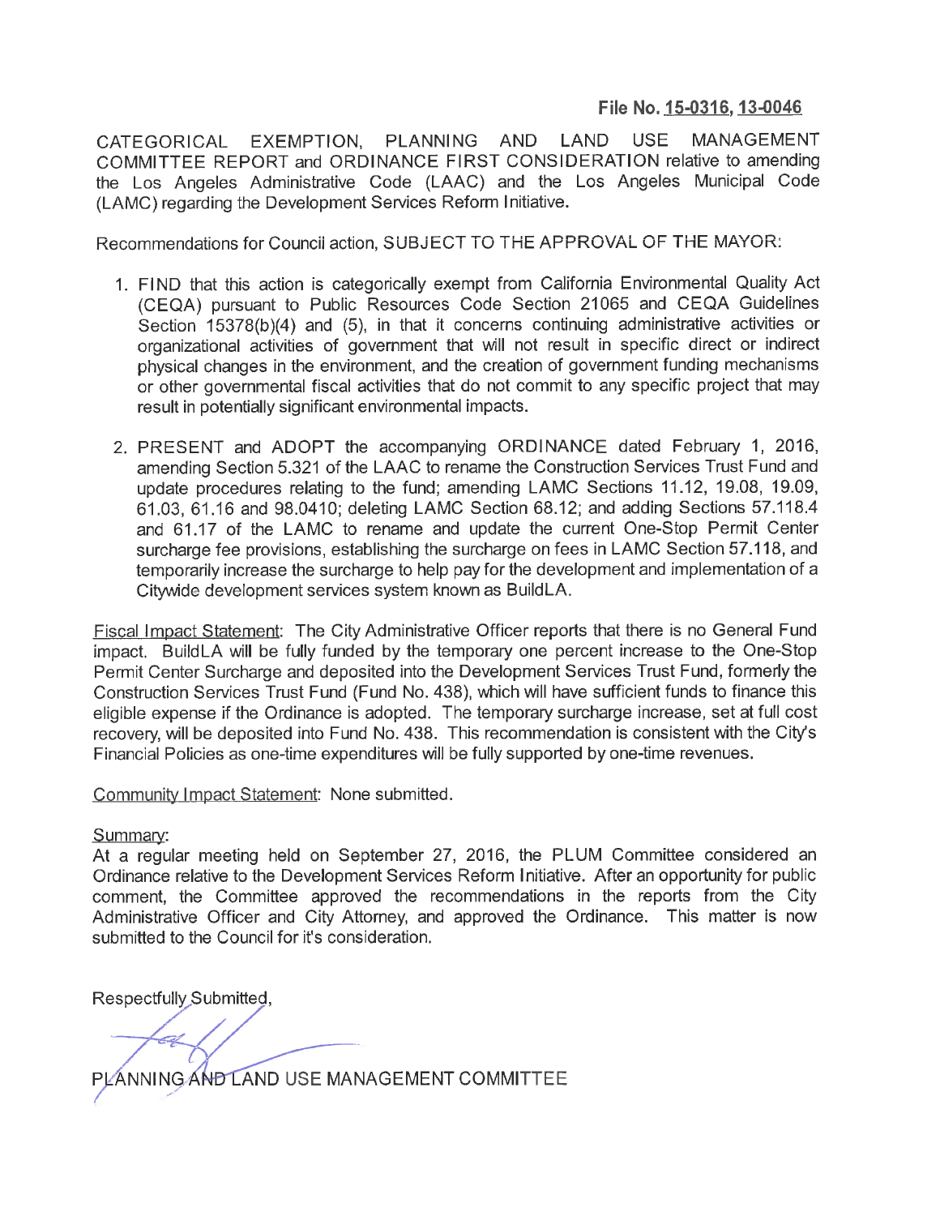**File No. 15-0316, 13-0046**

CATEGORICAL EXEMPTION, PLANNING AND LAND USE MANAGEMENT COMMITTEE REPORT and ORDINANCE FIRST CONSIDERATION relative to amending the Los Angeles Administrative Code (LAAC) and the Los Angeles Municipal Code (LAMC) regarding the Development Services Reform Initiative.

Recommendations for Council action, SUBJECT TO THE APPROVAL OF THE MAYOR:

1. FIND that this action is categorically exempt from California Environmental Quality Act (CEQA) pursuant to Public Resources Code Section 21065 and CEQA Guidelines Section 15378(b)(4) and (5), in that it concerns continuing administrative activities or organizational activities of government that will not result in specific direct or indirect physical changes in the environment, and the creation of government funding mechanisms or other governmental fiscal activities that do not commit to any specific project that may result in potentially significant environmental impacts.

2. PRESENT and ADOPT the accompanying ORDINANCE dated February 1, 2016, amending Section 5.321 of the LAAC to rename the Construction Services Trust Fund and update procedures relating to the fund; amending LAMC Sections 11.12, 19.08, 19.09, 61.03, 61.16 and 98.0410; deleting LAMC Section 68.12; and adding Sections 57.118.4 and 61.17 of the LAMC to rename and update the current One-Stop Permit Center surcharge fee provisions, establishing the surcharge on fees in LAMC Section 57.118, and temporarily increase the surcharge to help pay for the development and implementation of a Citywide development services system known as BuildLA.

Fiscal Impact Statement: The City Administrative Officer reports that there is no General Fund impact. BuildLA will be fully funded by the temporary one percent increase to the One-Stop Permit Center Surcharge and deposited into the Development Services Trust Fund, formerly the Construction Services Trust Fund (Fund No. 438), which will have sufficient funds to finance this eligible expense if the Ordinance is adopted. The temporary surcharge increase, set at full cost recovery, will be deposited into Fund No. 438. This recommendation is consistent with the City's Financial Policies as one-time expenditures will be fully supported by one-time revenues.

Community Impact Statement: None submitted.

Summary:
At a regular meeting held on September 27, 2016, the PLUM Committee considered an Ordinance relative to the Development Services Reform Initiative. After an opportunity for public comment, the Committee approved the recommendations in the reports from the City Administrative Officer and City Attorney, and approved the Ordinance. This matter is now submitted to the Council for it's consideration.

Respectfully Submitted,

PLANNING AND LAND USE MANAGEMENT COMMITTEE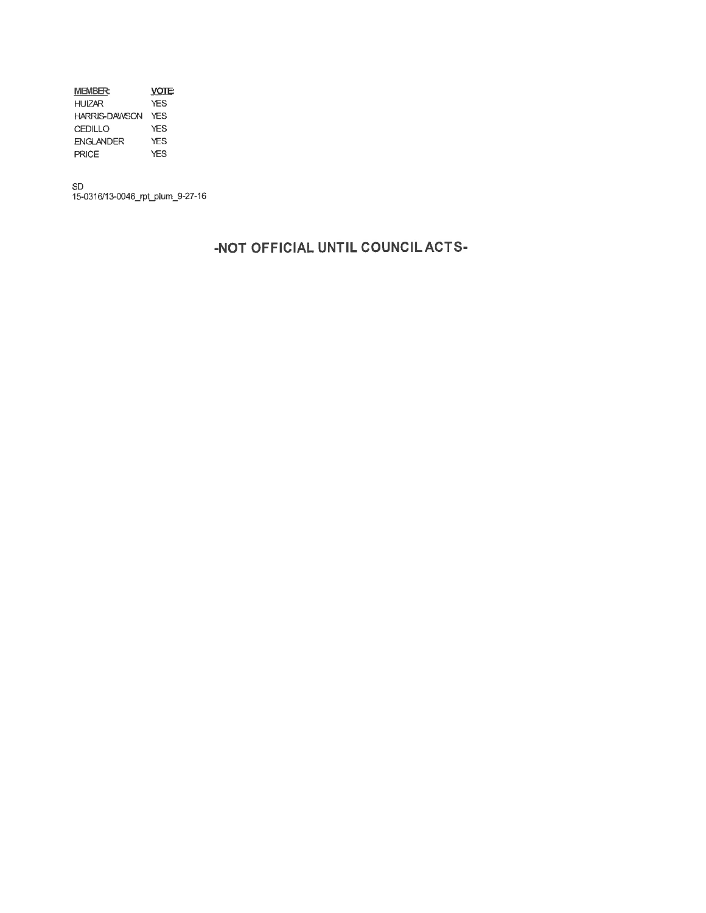| MEMBER: | VOTE: |
| --- | --- |
| HUIZAR | YES |
| HARRIS-DAWSON | YES |
| CEDILLO | YES |
| ENGLANDER | YES |
| PRICE | YES |

SD
15-0316/13-0046_rpt_plum_9-27-16

**-NOT OFFICIAL UNTIL COUNCIL ACTS-**